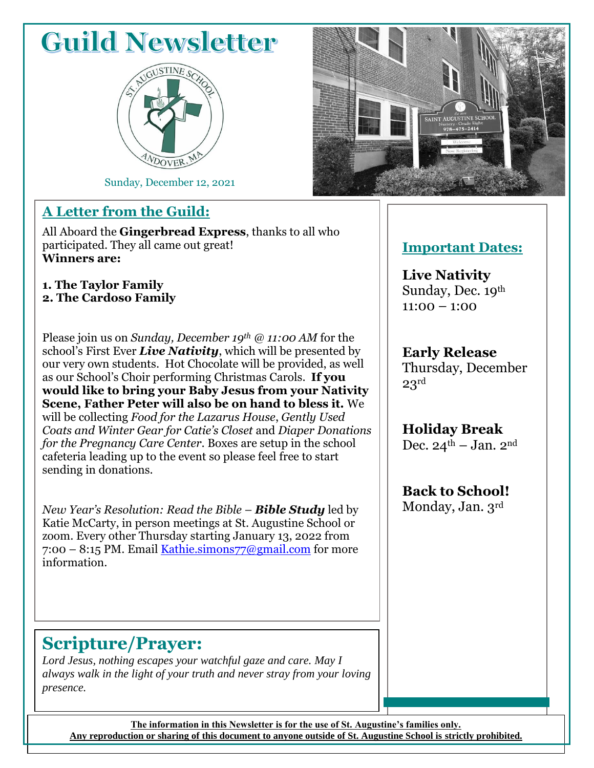# Guild Newsletter

Sunday, December 12, 2021

## A Letter from the Guild:

All Aboard the **Gingerbread Express**, thanks to all who participated. They all came out great!
**Winners are:**

**1. The Taylor Family**
**2. The Cardoso Family**

Please join us on *Sunday, December 19th @ 11:00 AM* for the school's First Ever ***Live Nativity***, which will be presented by our very own students. Hot Chocolate will be provided, as well as our School's Choir performing Christmas Carols. **If you would like to bring your Baby Jesus from your Nativity Scene, Father Peter will also be on hand to bless it.** We will be collecting *Food for the Lazarus House*, *Gently Used Coats and Winter Gear for Catie's Closet* and *Diaper Donations for the Pregnancy Care Center.* Boxes are setup in the school cafeteria leading up to the event so please feel free to start sending in donations.

*New Year's Resolution: Read the Bible* – ***Bible Study*** led by Katie McCarty, in person meetings at St. Augustine School or zoom. Every other Thursday starting January 13, 2022 from 7:00 – 8:15 PM. Email Kathie.simons77@gmail.com for more information.

## Scripture/Prayer:

*Lord Jesus, nothing escapes your watchful gaze and care. May I always walk in the light of your truth and never stray from your loving presence.*

## Important Dates:

**Live Nativity**
Sunday, Dec. 19th
11:00 – 1:00

**Early Release**
Thursday, December 23rd

**Holiday Break**
Dec. 24th – Jan. 2nd

**Back to School!**
Monday, Jan. 3rd

**The information in this Newsletter is for the use of St. Augustine's families only.**
**Any reproduction or sharing of this document to anyone outside of St. Augustine School is strictly prohibited.**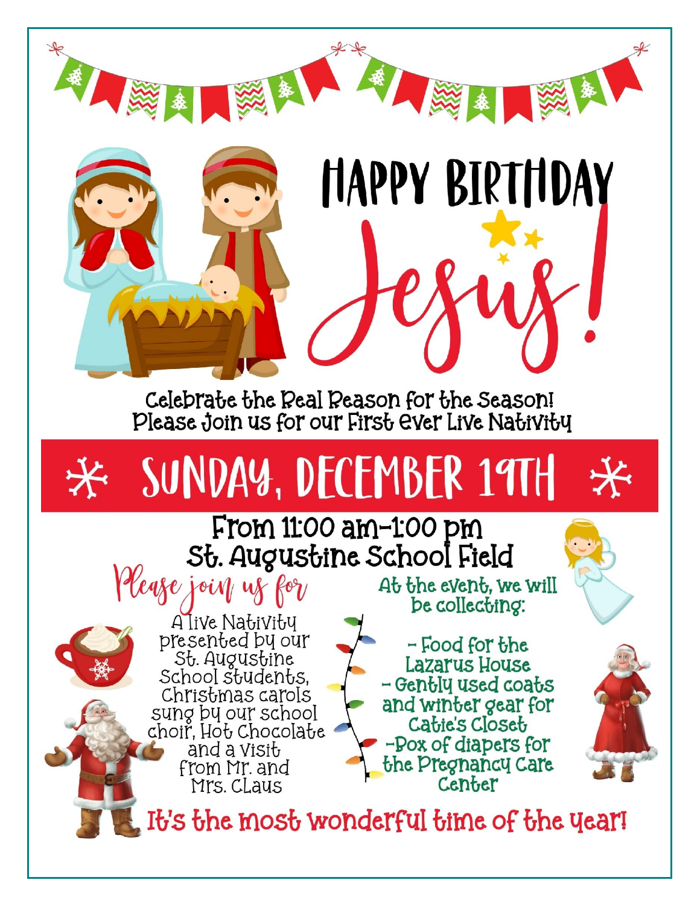# HAPPY BIRTHDAY Jesus!

Celebrate the Real Reason for the Season!
Please Join us for our First ever Live Nativity

## SUNDAY, DECEMBER 19TH

From 11:00 am-1:00 pm
St. Augustine School Field

Please join us for

A live Nativity presented by our St. Augustine School students, Christmas carols sung by our school choir, Hot Chocolate and a visit from Mr. and Mrs. CLaus

At the event, we will be collecting:

- Food for the Lazarus House
- Gently used coats and winter gear for Catie's Closet
- Box of diapers for the Pregnancy Care Center

It's the most wonderful time of the year!